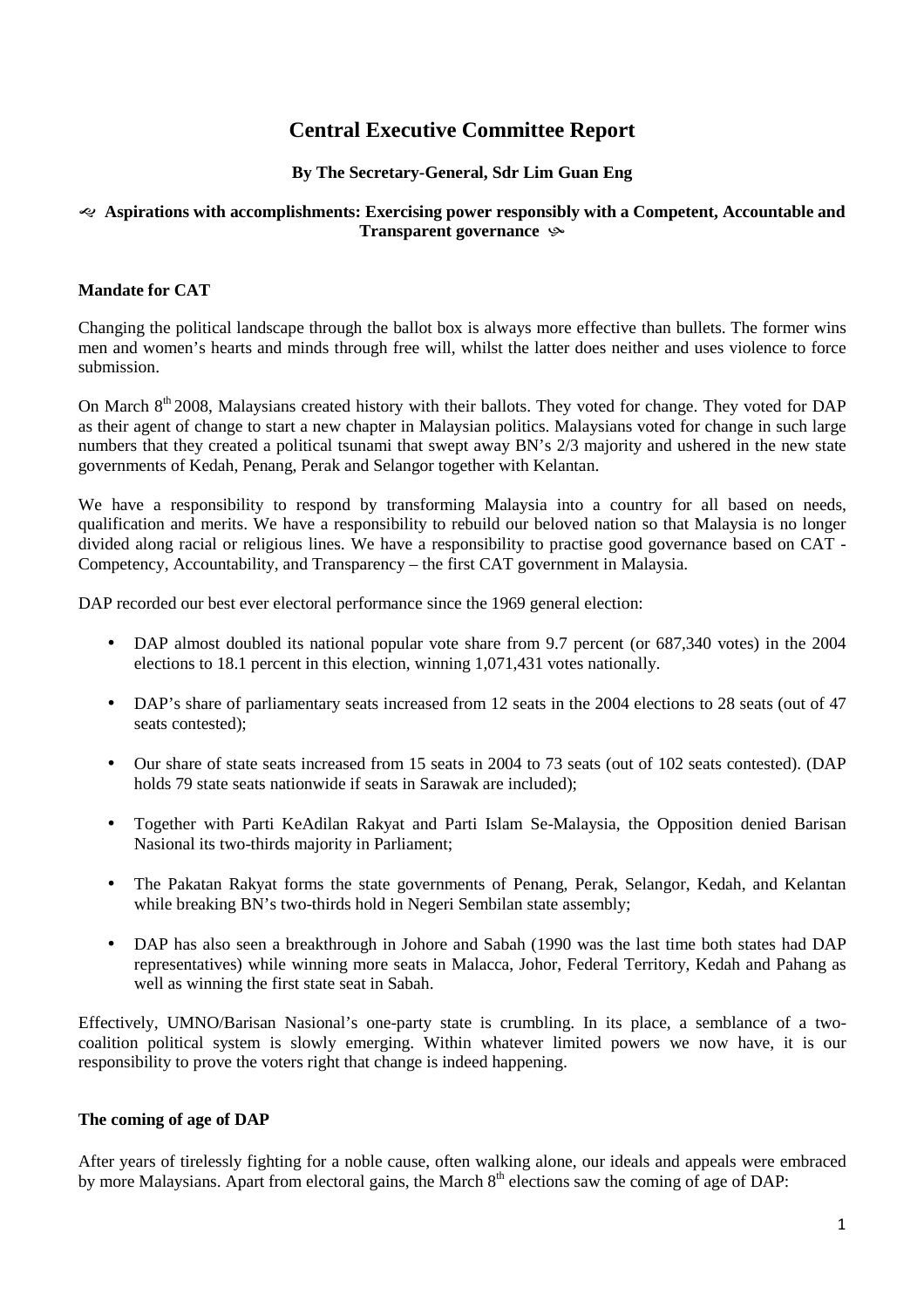# Central Executive Committee Report

**By The Secretary-General, Sdr Lim Guan Eng**

**Aspirations with accomplishments: Exercising power responsibly with a Competent, Accountable and Transparent governance**

**Mandate for CAT**

Changing the political landscape through the ballot box is always more effective than bullets. The former wins men and women's hearts and minds through free will, whilst the latter does neither and uses violence to force submission.

On March 8th 2008, Malaysians created history with their ballots. They voted for change. They voted for DAP as their agent of change to start a new chapter in Malaysian politics. Malaysians voted for change in such large numbers that they created a political tsunami that swept away BN's 2/3 majority and ushered in the new state governments of Kedah, Penang, Perak and Selangor together with Kelantan.

We have a responsibility to respond by transforming Malaysia into a country for all based on needs, qualification and merits. We have a responsibility to rebuild our beloved nation so that Malaysia is no longer divided along racial or religious lines. We have a responsibility to practise good governance based on CAT - Competency, Accountability, and Transparency – the first CAT government in Malaysia.

DAP recorded our best ever electoral performance since the 1969 general election:

- DAP almost doubled its national popular vote share from 9.7 percent (or 687,340 votes) in the 2004 elections to 18.1 percent in this election, winning 1,071,431 votes nationally.
- DAP's share of parliamentary seats increased from 12 seats in the 2004 elections to 28 seats (out of 47 seats contested);
- Our share of state seats increased from 15 seats in 2004 to 73 seats (out of 102 seats contested). (DAP holds 79 state seats nationwide if seats in Sarawak are included);
- Together with Parti KeAdilan Rakyat and Parti Islam Se-Malaysia, the Opposition denied Barisan Nasional its two-thirds majority in Parliament;
- The Pakatan Rakyat forms the state governments of Penang, Perak, Selangor, Kedah, and Kelantan while breaking BN's two-thirds hold in Negeri Sembilan state assembly;
- DAP has also seen a breakthrough in Johore and Sabah (1990 was the last time both states had DAP representatives) while winning more seats in Malacca, Johor, Federal Territory, Kedah and Pahang as well as winning the first state seat in Sabah.

Effectively, UMNO/Barisan Nasional's one-party state is crumbling. In its place, a semblance of a two-coalition political system is slowly emerging. Within whatever limited powers we now have, it is our responsibility to prove the voters right that change is indeed happening.

**The coming of age of DAP**

After years of tirelessly fighting for a noble cause, often walking alone, our ideals and appeals were embraced by more Malaysians. Apart from electoral gains, the March 8th elections saw the coming of age of DAP: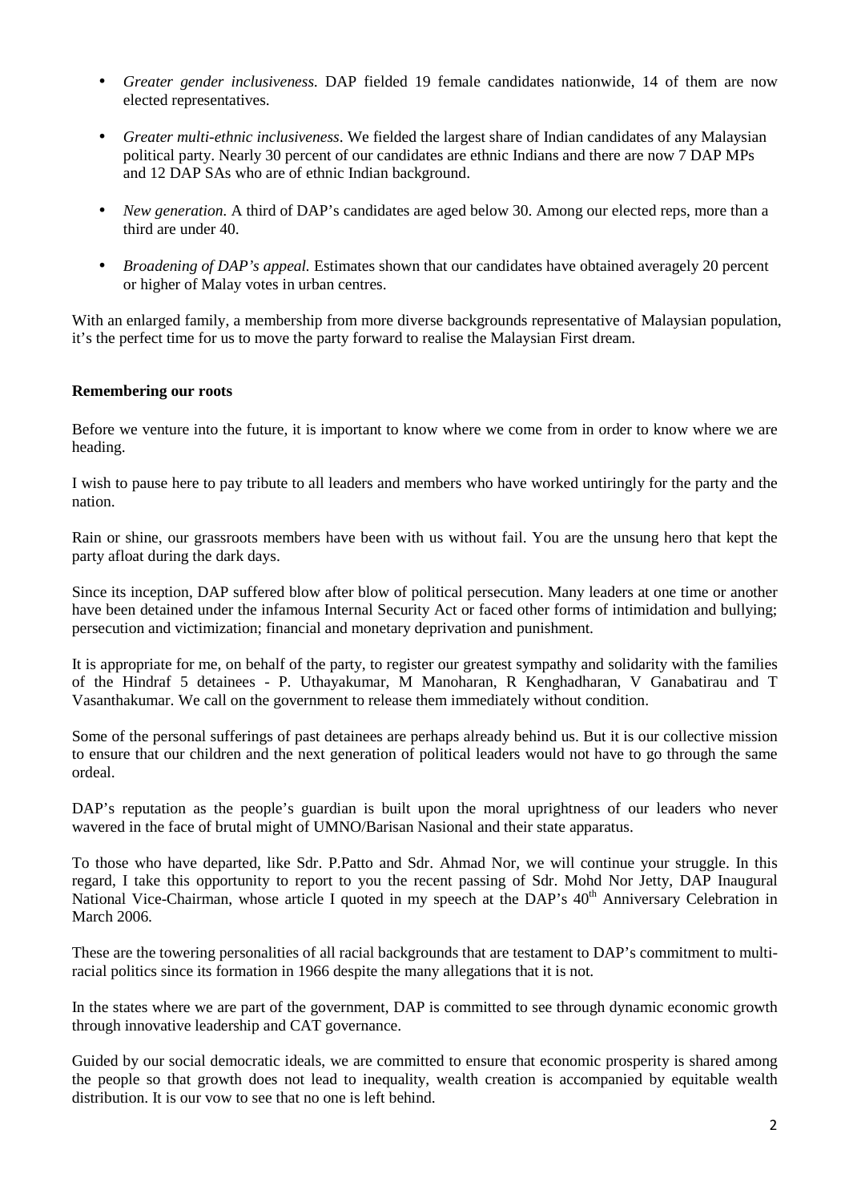- *Greater gender inclusiveness.* DAP fielded 19 female candidates nationwide, 14 of them are now elected representatives.

- *Greater multi-ethnic inclusiveness*. We fielded the largest share of Indian candidates of any Malaysian political party. Nearly 30 percent of our candidates are ethnic Indians and there are now 7 DAP MPs and 12 DAP SAs who are of ethnic Indian background.

- *New generation.* A third of DAP's candidates are aged below 30. Among our elected reps, more than a third are under 40.

- *Broadening of DAP's appeal.* Estimates shown that our candidates have obtained averagely 20 percent or higher of Malay votes in urban centres.

With an enlarged family, a membership from more diverse backgrounds representative of Malaysian population, it's the perfect time for us to move the party forward to realise the Malaysian First dream.

**Remembering our roots**

Before we venture into the future, it is important to know where we come from in order to know where we are heading.

I wish to pause here to pay tribute to all leaders and members who have worked untiringly for the party and the nation.

Rain or shine, our grassroots members have been with us without fail. You are the unsung hero that kept the party afloat during the dark days.

Since its inception, DAP suffered blow after blow of political persecution. Many leaders at one time or another have been detained under the infamous Internal Security Act or faced other forms of intimidation and bullying; persecution and victimization; financial and monetary deprivation and punishment.

It is appropriate for me, on behalf of the party, to register our greatest sympathy and solidarity with the families of the Hindraf 5 detainees - P. Uthayakumar, M Manoharan, R Kenghadharan, V Ganabatirau and T Vasanthakumar. We call on the government to release them immediately without condition.

Some of the personal sufferings of past detainees are perhaps already behind us. But it is our collective mission to ensure that our children and the next generation of political leaders would not have to go through the same ordeal.

DAP's reputation as the people's guardian is built upon the moral uprightness of our leaders who never wavered in the face of brutal might of UMNO/Barisan Nasional and their state apparatus.

To those who have departed, like Sdr. P.Patto and Sdr. Ahmad Nor, we will continue your struggle. In this regard, I take this opportunity to report to you the recent passing of Sdr. Mohd Nor Jetty, DAP Inaugural National Vice-Chairman, whose article I quoted in my speech at the DAP's 40th Anniversary Celebration in March 2006.

These are the towering personalities of all racial backgrounds that are testament to DAP's commitment to multi-racial politics since its formation in 1966 despite the many allegations that it is not.

In the states where we are part of the government, DAP is committed to see through dynamic economic growth through innovative leadership and CAT governance.

Guided by our social democratic ideals, we are committed to ensure that economic prosperity is shared among the people so that growth does not lead to inequality, wealth creation is accompanied by equitable wealth distribution. It is our vow to see that no one is left behind.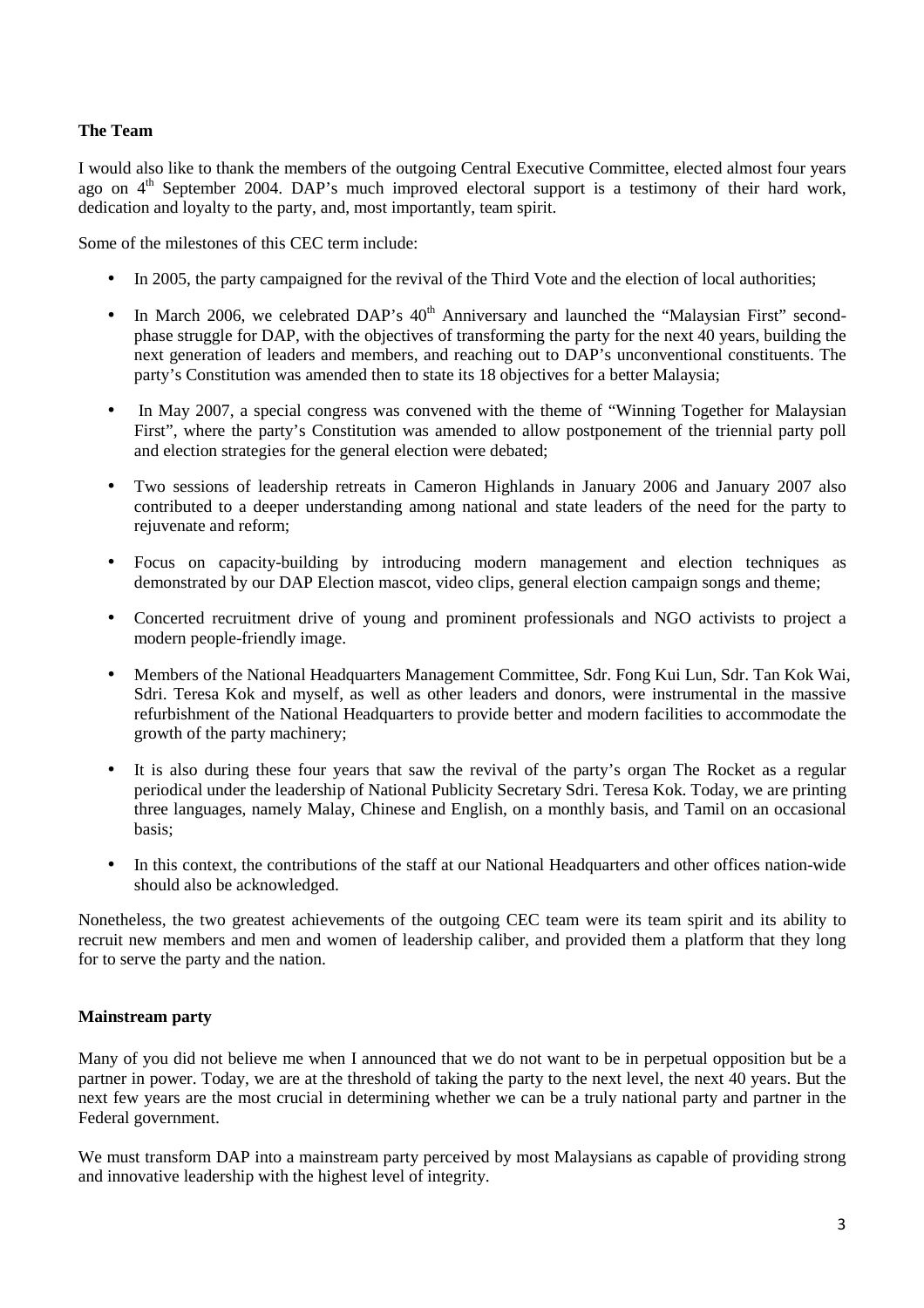**The Team**

I would also like to thank the members of the outgoing Central Executive Committee, elected almost four years ago on 4th September 2004. DAP's much improved electoral support is a testimony of their hard work, dedication and loyalty to the party, and, most importantly, team spirit.

Some of the milestones of this CEC term include:

- In 2005, the party campaigned for the revival of the Third Vote and the election of local authorities;
- In March 2006, we celebrated DAP's 40th Anniversary and launched the "Malaysian First" second-phase struggle for DAP, with the objectives of transforming the party for the next 40 years, building the next generation of leaders and members, and reaching out to DAP's unconventional constituents. The party's Constitution was amended then to state its 18 objectives for a better Malaysia;
- In May 2007, a special congress was convened with the theme of "Winning Together for Malaysian First", where the party's Constitution was amended to allow postponement of the triennial party poll and election strategies for the general election were debated;
- Two sessions of leadership retreats in Cameron Highlands in January 2006 and January 2007 also contributed to a deeper understanding among national and state leaders of the need for the party to rejuvenate and reform;
- Focus on capacity-building by introducing modern management and election techniques as demonstrated by our DAP Election mascot, video clips, general election campaign songs and theme;
- Concerted recruitment drive of young and prominent professionals and NGO activists to project a modern people-friendly image.
- Members of the National Headquarters Management Committee, Sdr. Fong Kui Lun, Sdr. Tan Kok Wai, Sdri. Teresa Kok and myself, as well as other leaders and donors, were instrumental in the massive refurbishment of the National Headquarters to provide better and modern facilities to accommodate the growth of the party machinery;
- It is also during these four years that saw the revival of the party's organ The Rocket as a regular periodical under the leadership of National Publicity Secretary Sdri. Teresa Kok. Today, we are printing three languages, namely Malay, Chinese and English, on a monthly basis, and Tamil on an occasional basis;
- In this context, the contributions of the staff at our National Headquarters and other offices nation-wide should also be acknowledged.

Nonetheless, the two greatest achievements of the outgoing CEC team were its team spirit and its ability to recruit new members and men and women of leadership caliber, and provided them a platform that they long for to serve the party and the nation.

**Mainstream party**

Many of you did not believe me when I announced that we do not want to be in perpetual opposition but be a partner in power. Today, we are at the threshold of taking the party to the next level, the next 40 years. But the next few years are the most crucial in determining whether we can be a truly national party and partner in the Federal government.

We must transform DAP into a mainstream party perceived by most Malaysians as capable of providing strong and innovative leadership with the highest level of integrity.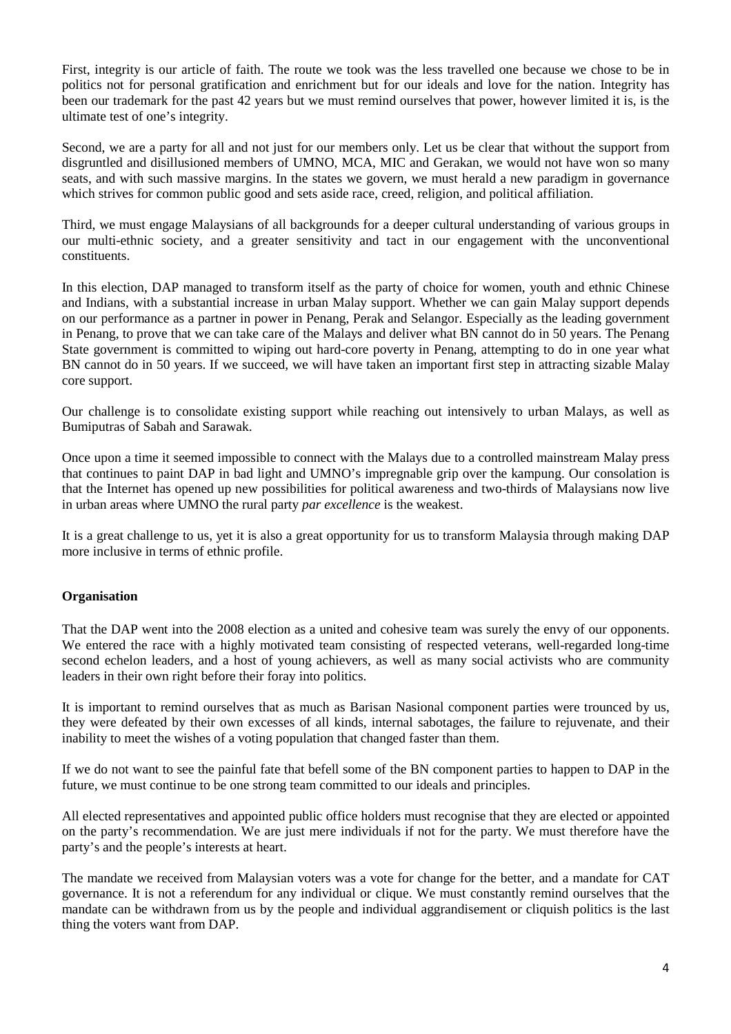First, integrity is our article of faith. The route we took was the less travelled one because we chose to be in politics not for personal gratification and enrichment but for our ideals and love for the nation. Integrity has been our trademark for the past 42 years but we must remind ourselves that power, however limited it is, is the ultimate test of one's integrity.

Second, we are a party for all and not just for our members only. Let us be clear that without the support from disgruntled and disillusioned members of UMNO, MCA, MIC and Gerakan, we would not have won so many seats, and with such massive margins. In the states we govern, we must herald a new paradigm in governance which strives for common public good and sets aside race, creed, religion, and political affiliation.

Third, we must engage Malaysians of all backgrounds for a deeper cultural understanding of various groups in our multi-ethnic society, and a greater sensitivity and tact in our engagement with the unconventional constituents.

In this election, DAP managed to transform itself as the party of choice for women, youth and ethnic Chinese and Indians, with a substantial increase in urban Malay support. Whether we can gain Malay support depends on our performance as a partner in power in Penang, Perak and Selangor. Especially as the leading government in Penang, to prove that we can take care of the Malays and deliver what BN cannot do in 50 years. The Penang State government is committed to wiping out hard-core poverty in Penang, attempting to do in one year what BN cannot do in 50 years. If we succeed, we will have taken an important first step in attracting sizable Malay core support.

Our challenge is to consolidate existing support while reaching out intensively to urban Malays, as well as Bumiputras of Sabah and Sarawak.

Once upon a time it seemed impossible to connect with the Malays due to a controlled mainstream Malay press that continues to paint DAP in bad light and UMNO's impregnable grip over the kampung. Our consolation is that the Internet has opened up new possibilities for political awareness and two-thirds of Malaysians now live in urban areas where UMNO the rural party *par excellence* is the weakest.

It is a great challenge to us, yet it is also a great opportunity for us to transform Malaysia through making DAP more inclusive in terms of ethnic profile.

**Organisation**

That the DAP went into the 2008 election as a united and cohesive team was surely the envy of our opponents. We entered the race with a highly motivated team consisting of respected veterans, well-regarded long-time second echelon leaders, and a host of young achievers, as well as many social activists who are community leaders in their own right before their foray into politics.

It is important to remind ourselves that as much as Barisan Nasional component parties were trounced by us, they were defeated by their own excesses of all kinds, internal sabotages, the failure to rejuvenate, and their inability to meet the wishes of a voting population that changed faster than them.

If we do not want to see the painful fate that befell some of the BN component parties to happen to DAP in the future, we must continue to be one strong team committed to our ideals and principles.

All elected representatives and appointed public office holders must recognise that they are elected or appointed on the party's recommendation. We are just mere individuals if not for the party. We must therefore have the party's and the people's interests at heart.

The mandate we received from Malaysian voters was a vote for change for the better, and a mandate for CAT governance. It is not a referendum for any individual or clique. We must constantly remind ourselves that the mandate can be withdrawn from us by the people and individual aggrandisement or cliquish politics is the last thing the voters want from DAP.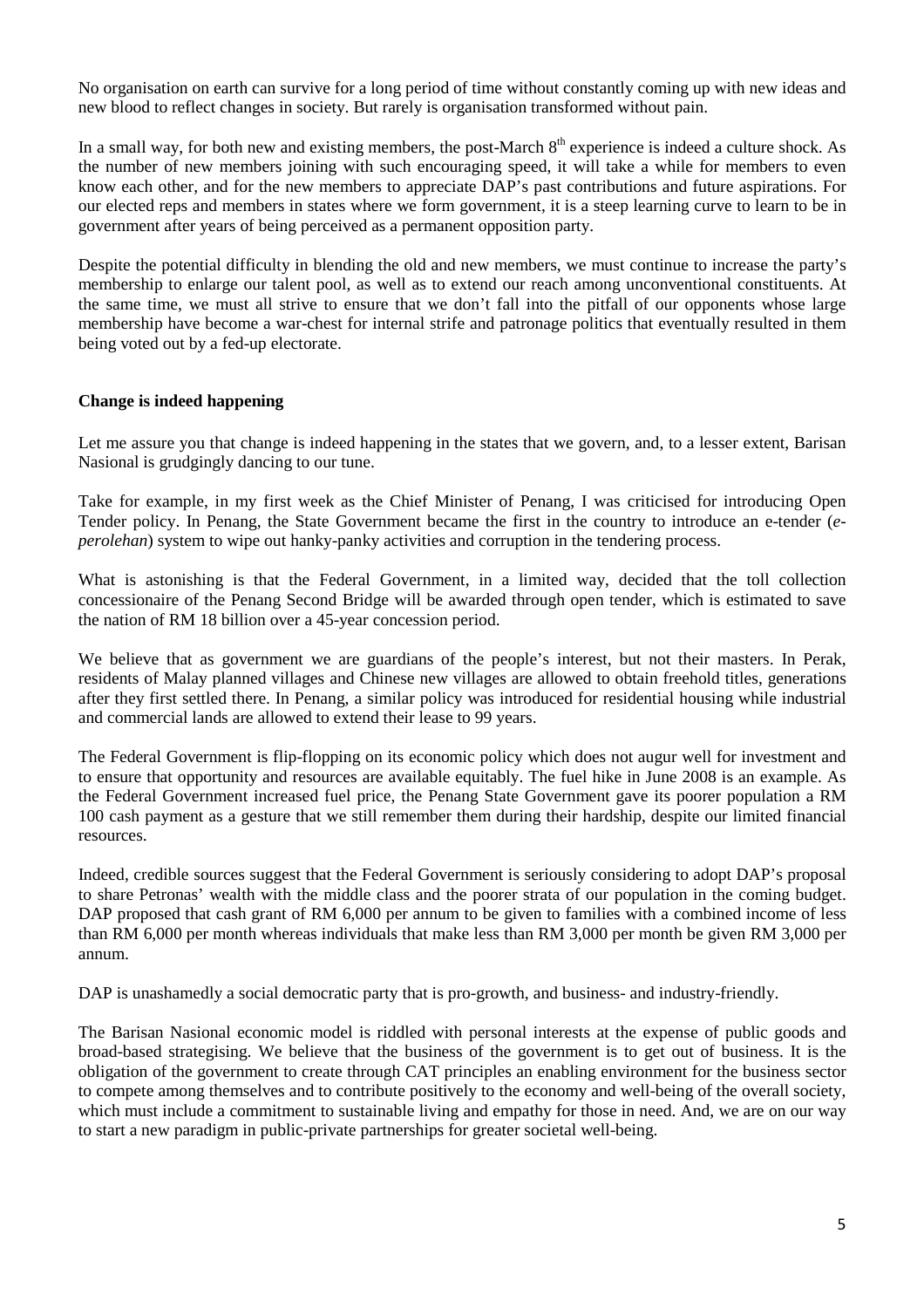No organisation on earth can survive for a long period of time without constantly coming up with new ideas and new blood to reflect changes in society. But rarely is organisation transformed without pain.

In a small way, for both new and existing members, the post-March 8th experience is indeed a culture shock. As the number of new members joining with such encouraging speed, it will take a while for members to even know each other, and for the new members to appreciate DAP's past contributions and future aspirations. For our elected reps and members in states where we form government, it is a steep learning curve to learn to be in government after years of being perceived as a permanent opposition party.

Despite the potential difficulty in blending the old and new members, we must continue to increase the party's membership to enlarge our talent pool, as well as to extend our reach among unconventional constituents. At the same time, we must all strive to ensure that we don't fall into the pitfall of our opponents whose large membership have become a war-chest for internal strife and patronage politics that eventually resulted in them being voted out by a fed-up electorate.

**Change is indeed happening**

Let me assure you that change is indeed happening in the states that we govern, and, to a lesser extent, Barisan Nasional is grudgingly dancing to our tune.

Take for example, in my first week as the Chief Minister of Penang, I was criticised for introducing Open Tender policy. In Penang, the State Government became the first in the country to introduce an e-tender (*e-perolehan*) system to wipe out hanky-panky activities and corruption in the tendering process.

What is astonishing is that the Federal Government, in a limited way, decided that the toll collection concessionaire of the Penang Second Bridge will be awarded through open tender, which is estimated to save the nation of RM 18 billion over a 45-year concession period.

We believe that as government we are guardians of the people's interest, but not their masters. In Perak, residents of Malay planned villages and Chinese new villages are allowed to obtain freehold titles, generations after they first settled there. In Penang, a similar policy was introduced for residential housing while industrial and commercial lands are allowed to extend their lease to 99 years.

The Federal Government is flip-flopping on its economic policy which does not augur well for investment and to ensure that opportunity and resources are available equitably. The fuel hike in June 2008 is an example. As the Federal Government increased fuel price, the Penang State Government gave its poorer population a RM 100 cash payment as a gesture that we still remember them during their hardship, despite our limited financial resources.

Indeed, credible sources suggest that the Federal Government is seriously considering to adopt DAP's proposal to share Petronas' wealth with the middle class and the poorer strata of our population in the coming budget. DAP proposed that cash grant of RM 6,000 per annum to be given to families with a combined income of less than RM 6,000 per month whereas individuals that make less than RM 3,000 per month be given RM 3,000 per annum.

DAP is unashamedly a social democratic party that is pro-growth, and business- and industry-friendly.

The Barisan Nasional economic model is riddled with personal interests at the expense of public goods and broad-based strategising. We believe that the business of the government is to get out of business. It is the obligation of the government to create through CAT principles an enabling environment for the business sector to compete among themselves and to contribute positively to the economy and well-being of the overall society, which must include a commitment to sustainable living and empathy for those in need. And, we are on our way to start a new paradigm in public-private partnerships for greater societal well-being.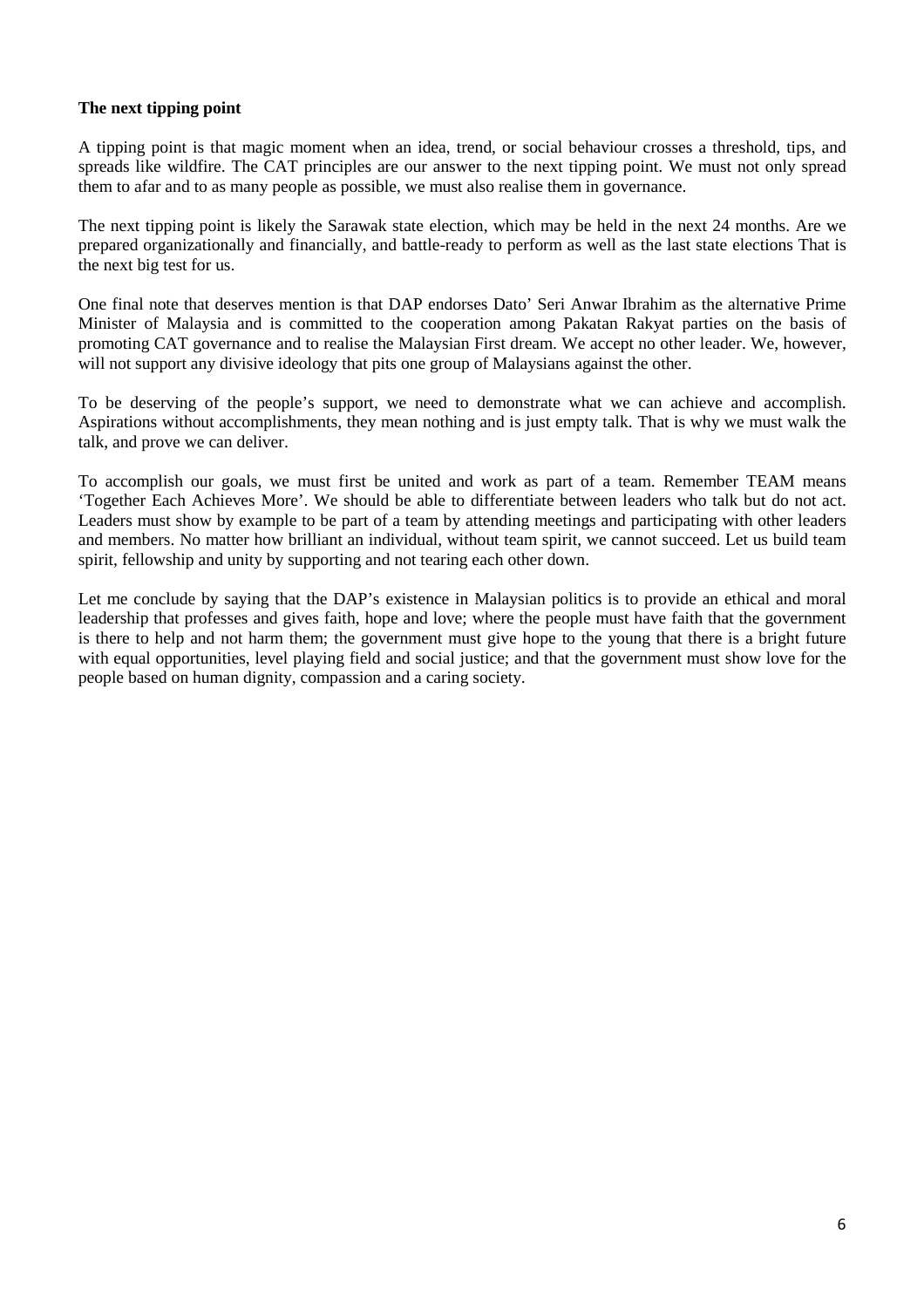**The next tipping point**

A tipping point is that magic moment when an idea, trend, or social behaviour crosses a threshold, tips, and spreads like wildfire. The CAT principles are our answer to the next tipping point. We must not only spread them to afar and to as many people as possible, we must also realise them in governance.

The next tipping point is likely the Sarawak state election, which may be held in the next 24 months. Are we prepared organizationally and financially, and battle-ready to perform as well as the last state elections That is the next big test for us.

One final note that deserves mention is that DAP endorses Dato' Seri Anwar Ibrahim as the alternative Prime Minister of Malaysia and is committed to the cooperation among Pakatan Rakyat parties on the basis of promoting CAT governance and to realise the Malaysian First dream. We accept no other leader. We, however, will not support any divisive ideology that pits one group of Malaysians against the other.

To be deserving of the people's support, we need to demonstrate what we can achieve and accomplish. Aspirations without accomplishments, they mean nothing and is just empty talk. That is why we must walk the talk, and prove we can deliver.

To accomplish our goals, we must first be united and work as part of a team. Remember TEAM means 'Together Each Achieves More'. We should be able to differentiate between leaders who talk but do not act. Leaders must show by example to be part of a team by attending meetings and participating with other leaders and members. No matter how brilliant an individual, without team spirit, we cannot succeed. Let us build team spirit, fellowship and unity by supporting and not tearing each other down.

Let me conclude by saying that the DAP's existence in Malaysian politics is to provide an ethical and moral leadership that professes and gives faith, hope and love; where the people must have faith that the government is there to help and not harm them; the government must give hope to the young that there is a bright future with equal opportunities, level playing field and social justice; and that the government must show love for the people based on human dignity, compassion and a caring society.